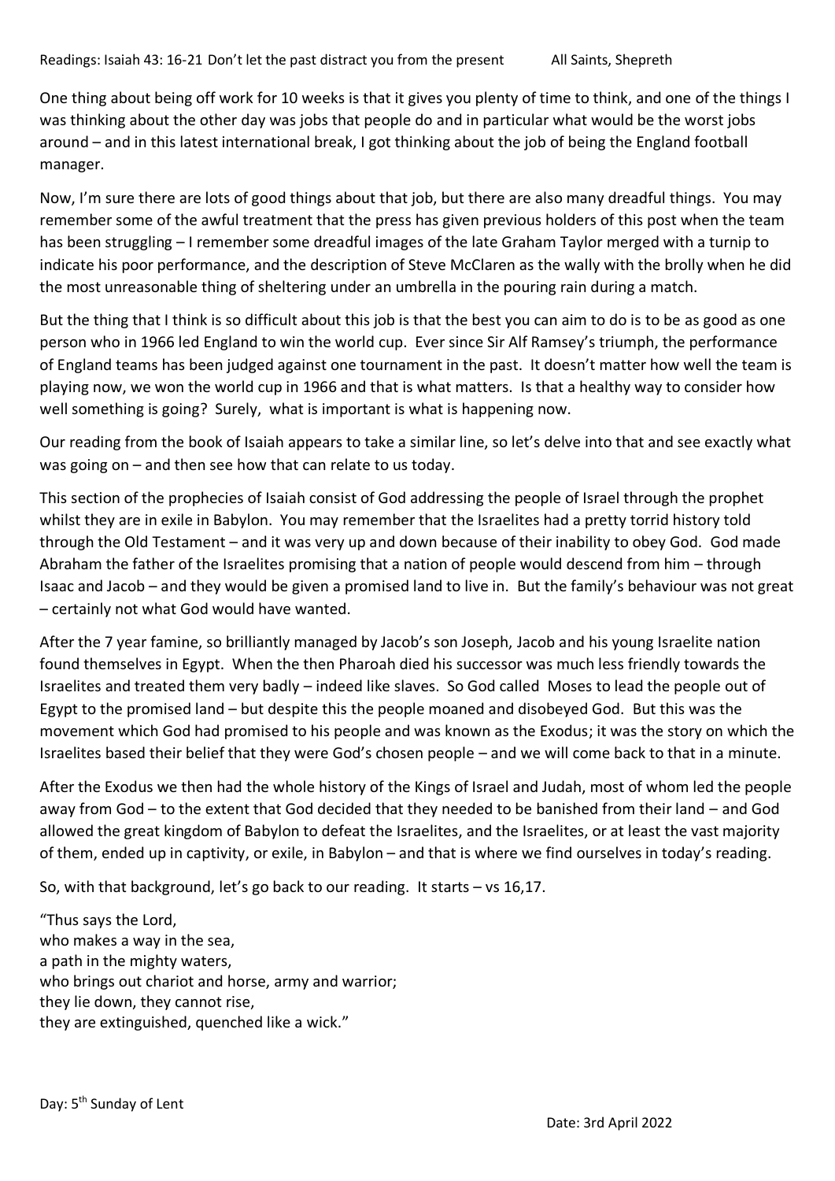Readings: Isaiah 43: 16-21 Don't let the past distract you from the present All Saints, Shepreth

One thing about being off work for 10 weeks is that it gives you plenty of time to think, and one of the things I was thinking about the other day was jobs that people do and in particular what would be the worst jobs around – and in this latest international break, I got thinking about the job of being the England football manager.

Now, I'm sure there are lots of good things about that job, but there are also many dreadful things. You may remember some of the awful treatment that the press has given previous holders of this post when the team has been struggling – I remember some dreadful images of the late Graham Taylor merged with a turnip to indicate his poor performance, and the description of Steve McClaren as the wally with the brolly when he did the most unreasonable thing of sheltering under an umbrella in the pouring rain during a match.

But the thing that I think is so difficult about this job is that the best you can aim to do is to be as good as one person who in 1966 led England to win the world cup. Ever since Sir Alf Ramsey's triumph, the performance of England teams has been judged against one tournament in the past. It doesn't matter how well the team is playing now, we won the world cup in 1966 and that is what matters. Is that a healthy way to consider how well something is going? Surely, what is important is what is happening now.

Our reading from the book of Isaiah appears to take a similar line, so let's delve into that and see exactly what was going on – and then see how that can relate to us today.

This section of the prophecies of Isaiah consist of God addressing the people of Israel through the prophet whilst they are in exile in Babylon. You may remember that the Israelites had a pretty torrid history told through the Old Testament – and it was very up and down because of their inability to obey God. God made Abraham the father of the Israelites promising that a nation of people would descend from him – through Isaac and Jacob – and they would be given a promised land to live in. But the family's behaviour was not great – certainly not what God would have wanted.

After the 7 year famine, so brilliantly managed by Jacob's son Joseph, Jacob and his young Israelite nation found themselves in Egypt. When the then Pharoah died his successor was much less friendly towards the Israelites and treated them very badly – indeed like slaves. So God called Moses to lead the people out of Egypt to the promised land – but despite this the people moaned and disobeyed God. But this was the movement which God had promised to his people and was known as the Exodus; it was the story on which the Israelites based their belief that they were God's chosen people – and we will come back to that in a minute.

After the Exodus we then had the whole history of the Kings of Israel and Judah, most of whom led the people away from God – to the extent that God decided that they needed to be banished from their land – and God allowed the great kingdom of Babylon to defeat the Israelites, and the Israelites, or at least the vast majority of them, ended up in captivity, or exile, in Babylon – and that is where we find ourselves in today's reading.

So, with that background, let's go back to our reading. It starts – vs 16,17.

"Thus says the Lord,
who makes a way in the sea,
a path in the mighty waters,
who brings out chariot and horse, army and warrior;
they lie down, they cannot rise,
they are extinguished, quenched like a wick."

Day: 5th Sunday of Lent

Date: 3rd April 2022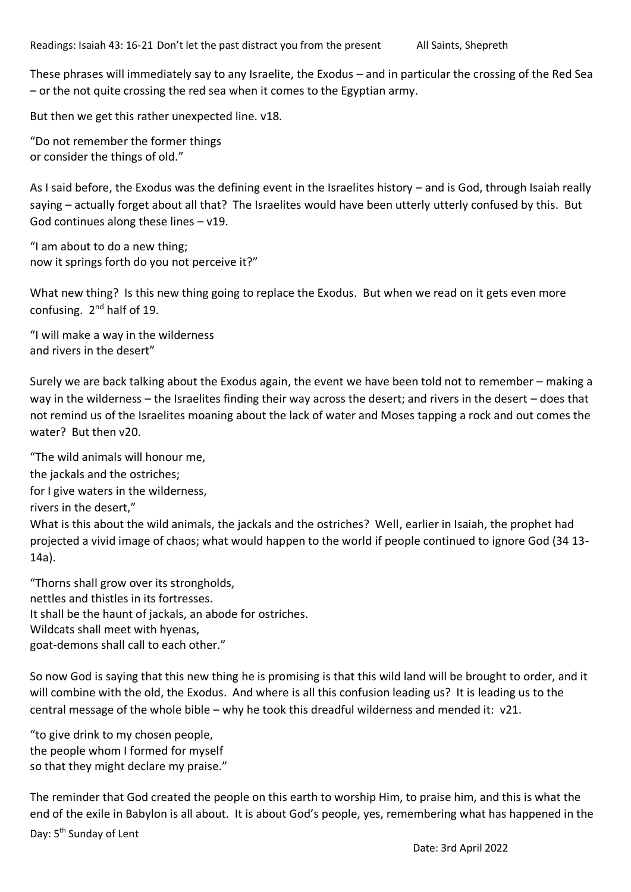These phrases will immediately say to any Israelite, the Exodus – and in particular the crossing of the Red Sea – or the not quite crossing the red sea when it comes to the Egyptian army.

But then we get this rather unexpected line. v18.

"Do not remember the former things
or consider the things of old."

As I said before, the Exodus was the defining event in the Israelites history – and is God, through Isaiah really saying – actually forget about all that? The Israelites would have been utterly utterly confused by this. But God continues along these lines – v19.

"I am about to do a new thing;
now it springs forth do you not perceive it?"

What new thing? Is this new thing going to replace the Exodus. But when we read on it gets even more confusing. 2nd half of 19.

"I will make a way in the wilderness
and rivers in the desert"

Surely we are back talking about the Exodus again, the event we have been told not to remember – making a way in the wilderness – the Israelites finding their way across the desert; and rivers in the desert – does that not remind us of the Israelites moaning about the lack of water and Moses tapping a rock and out comes the water? But then v20.

"The wild animals will honour me,
the jackals and the ostriches;
for I give waters in the wilderness,
rivers in the desert,"

What is this about the wild animals, the jackals and the ostriches? Well, earlier in Isaiah, the prophet had projected a vivid image of chaos; what would happen to the world if people continued to ignore God (34 13-14a).

"Thorns shall grow over its strongholds,
nettles and thistles in its fortresses.
It shall be the haunt of jackals, an abode for ostriches.
Wildcats shall meet with hyenas,
goat-demons shall call to each other."

So now God is saying that this new thing he is promising is that this wild land will be brought to order, and it will combine with the old, the Exodus. And where is all this confusion leading us? It is leading us to the central message of the whole bible – why he took this dreadful wilderness and mended it: v21.

"to give drink to my chosen people,
the people whom I formed for myself
so that they might declare my praise."

The reminder that God created the people on this earth to worship Him, to praise him, and this is what the end of the exile in Babylon is all about. It is about God's people, yes, remembering what has happened in the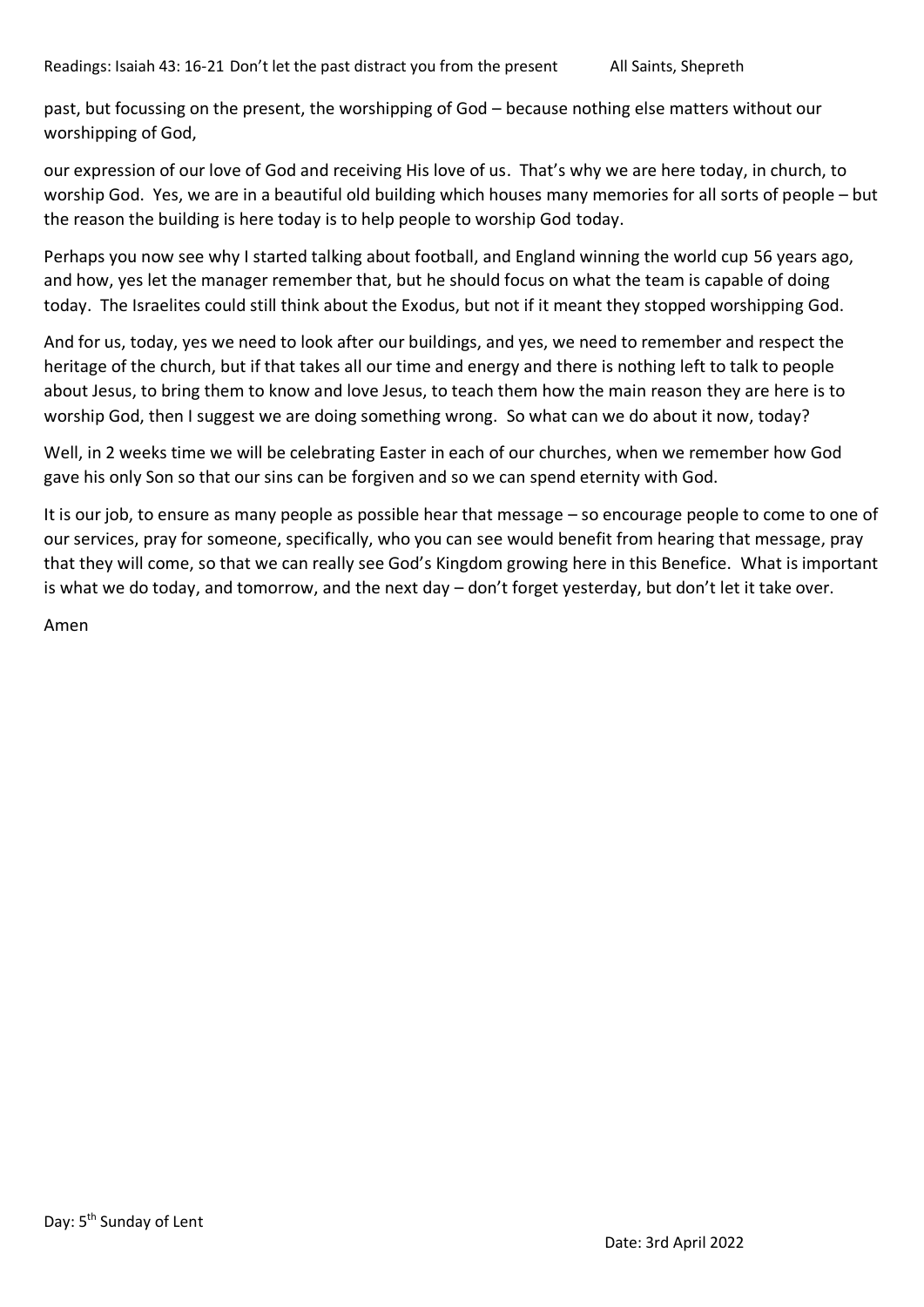past, but focussing on the present, the worshipping of God – because nothing else matters without our worshipping of God,

our expression of our love of God and receiving His love of us. That's why we are here today, in church, to worship God. Yes, we are in a beautiful old building which houses many memories for all sorts of people – but the reason the building is here today is to help people to worship God today.

Perhaps you now see why I started talking about football, and England winning the world cup 56 years ago, and how, yes let the manager remember that, but he should focus on what the team is capable of doing today. The Israelites could still think about the Exodus, but not if it meant they stopped worshipping God.

And for us, today, yes we need to look after our buildings, and yes, we need to remember and respect the heritage of the church, but if that takes all our time and energy and there is nothing left to talk to people about Jesus, to bring them to know and love Jesus, to teach them how the main reason they are here is to worship God, then I suggest we are doing something wrong. So what can we do about it now, today?

Well, in 2 weeks time we will be celebrating Easter in each of our churches, when we remember how God gave his only Son so that our sins can be forgiven and so we can spend eternity with God.

It is our job, to ensure as many people as possible hear that message – so encourage people to come to one of our services, pray for someone, specifically, who you can see would benefit from hearing that message, pray that they will come, so that we can really see God's Kingdom growing here in this Benefice. What is important is what we do today, and tomorrow, and the next day – don't forget yesterday, but don't let it take over.

Amen